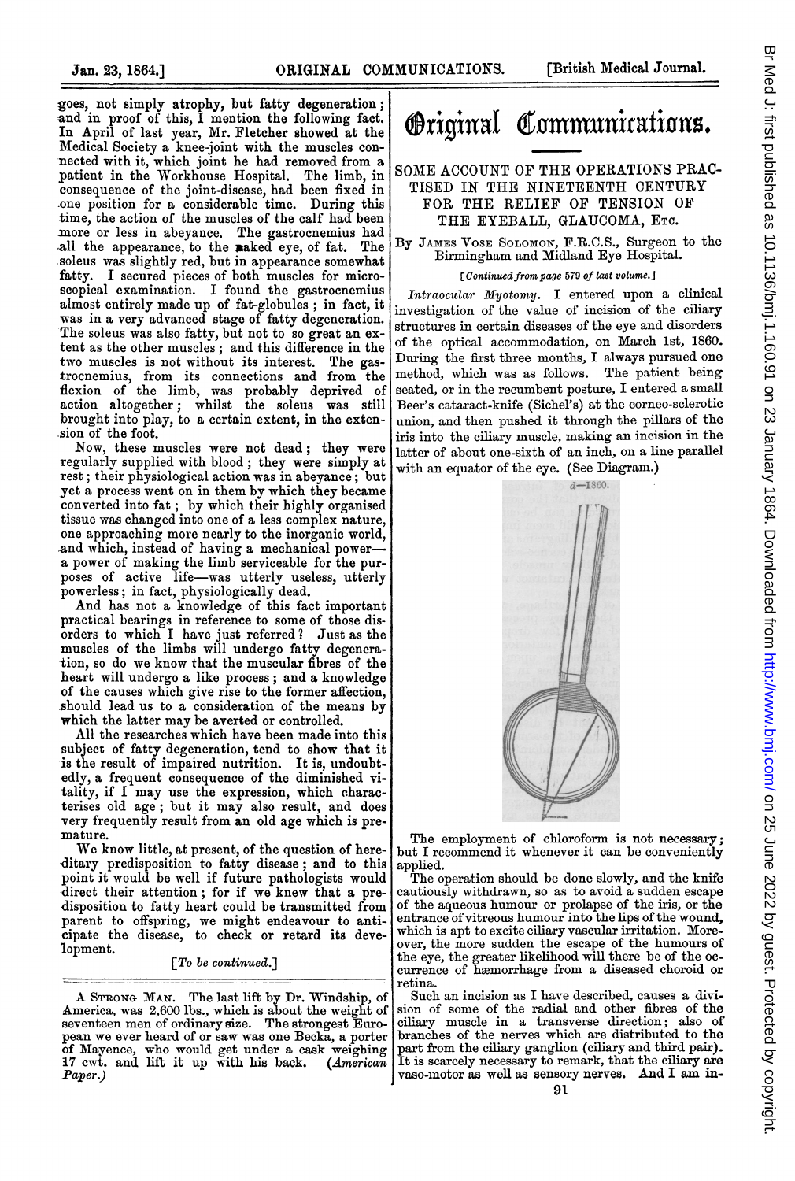goes, not simply atrophy, but fatty degeneration; and in proof of this, I mention the following fact. In April of last year, Mr. Fletcher showed at the Medical Society a knee-joint with the muscles connected with it, which joint he had removed from a patient in the Workhouse Hospital. The limb, in consequence of the joint-disease, had been fixed in one position for a considerable time. During this time, the action of the muscles of the calf had been more or less in abeyance. The gastrocnemius had all the appearance, to the naked eye, of fat. The soleus was slightly red, but in appearance somewhat fatty. I secured pieces of both muscles for microscopical examination. I found the gastrocnemius almost entirely made up of fat-globules; in fact, it was in a very advanced stage of fatty degeneration. The soleus was also fatty, but not to so great an extent as the other muscles; and this difference in the two muscles is not without its interest. The gastrocnemius, from its connections and from the flexion of the limb, was probably deprived of action altogether; whilst the soleus was still brought into play, to a certain extent, in the extension of the foot.

Now, these muscles were not dead; they were regularly supplied with blood; they were simply at rest; their physiological action was in abeyance; but yet a process went on in them by which they became converted into fat; by which their highly organised tissue was changed into one of a less complex nature, one approaching more nearly to the inorganic world, and which, instead of having a mechanical power—a power of making the limb serviceable for the purposes of active life—was utterly useless, utterly powerless; in fact, physiologically dead.

And has not a knowledge of this fact important practical bearings in reference to some of those disorders to which I have just referred? Just as the muscles of the limbs will undergo fatty degeneration, so do we know that the muscular fibres of the heart will undergo a like process; and a knowledge of the causes which give rise to the former affection, should lead us to a consideration of the means by which the latter may be averted or controlled.

All the researches which have been made into this subject of fatty degeneration, tend to show that it is the result of impaired nutrition. It is, undoubtedly, a frequent consequence of the diminished vitality, if I may use the expression, which characterises old age; but it may also result, and does very frequently result from an old age which is premature.

We know little, at present, of the question of hereditary predisposition to fatty disease; and to this point it would be well if future pathologists would direct their attention; for if we knew that a predisposition to fatty heart could be transmitted from parent to offspring, we might endeavour to anticipate the disease, to check or retard its development.

[*To be continued.*]

---

A Strong Man. The last lift by Dr. Windship, of America, was 2,600 lbs., which is about the weight of seventeen men of ordinary size. The strongest European we ever heard of or saw was one Becka, a porter of Mayence, who would get under a cask weighing 17 cwt. and lift it up with his back. (*American Paper.*)

# Original Communications.

## SOME ACCOUNT OF THE OPERATIONS PRACTISED IN THE NINETEENTH CENTURY FOR THE RELIEF OF TENSION OF THE EYEBALL, GLAUCOMA, ETC.

By James Vose Solomon, F.R.C.S., Surgeon to the Birmingham and Midland Eye Hospital.

[*Continued from page 579 of last volume.*]

*Intraocular Myotomy.* I entered upon a clinical investigation of the value of incision of the ciliary structures in certain diseases of the eye and disorders of the optical accommodation, on March 1st, 1860. During the first three months, I always pursued one method, which was as follows. The patient being seated, or in the recumbent posture, I entered a small Beer's cataract-knife (Sichel's) at the corneo-sclerotic union, and then pushed it through the pillars of the iris into the ciliary muscle, making an incision in the latter of about one-sixth of an inch, on a line parallel with an equator of the eye. (See Diagram.)

The employment of chloroform is not necessary; but I recommend it whenever it can be conveniently applied.

The operation should be done slowly, and the knife cautiously withdrawn, so as to avoid a sudden escape of the aqueous humour or prolapse of the iris, or the entrance of vitreous humour into the lips of the wound, which is apt to excite ciliary vascular irritation. Moreover, the more sudden the escape of the humours of the eye, the greater likelihood will there be of the occurrence of hæmorrhage from a diseased choroid or retina.

Such an incision as I have described, causes a division of some of the radial and other fibres of the ciliary muscle in a transverse direction; also of branches of the nerves which are distributed to the part from the ciliary ganglion (ciliary and third pair). It is scarcely necessary to remark, that the ciliary are vaso-motor as well as sensory nerves. And I am in-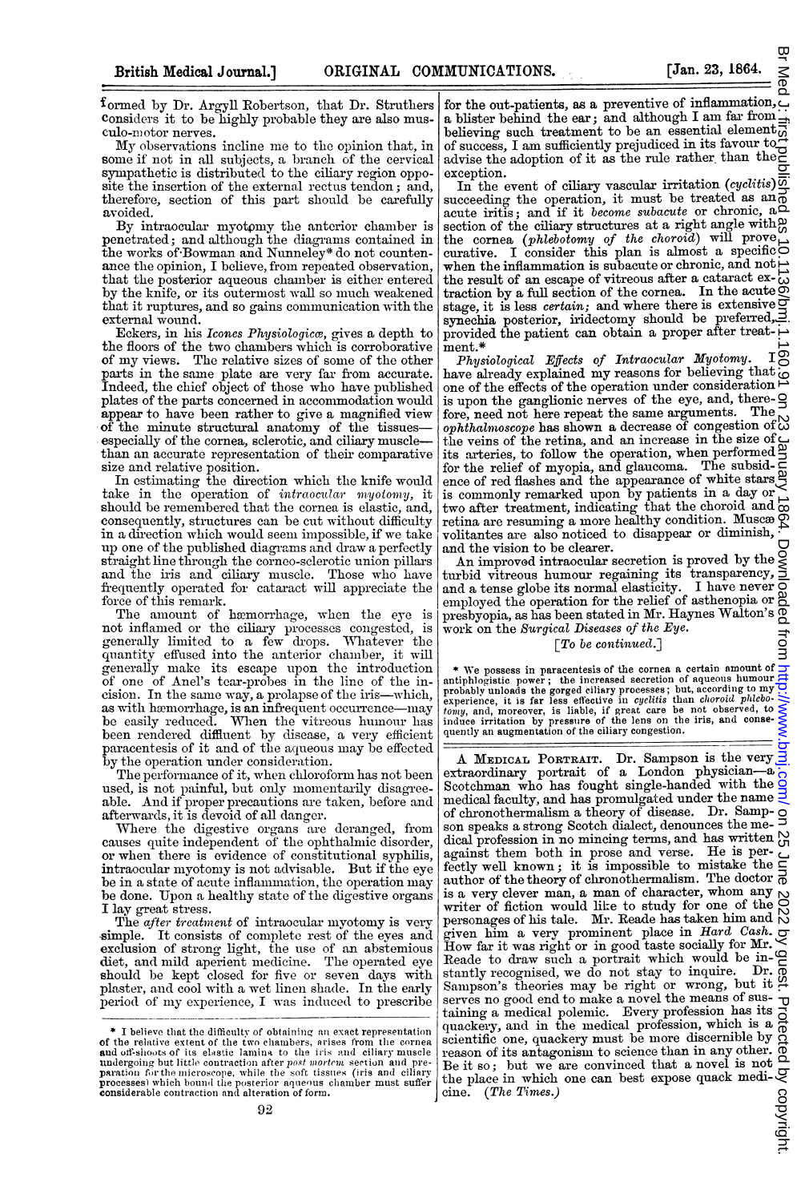formed by Dr. Argyll Robertson, that Dr. Struthers considers it to be highly probable they are also musculo-motor nerves.

My observations incline me to the opinion that, in some if not in all subjects, a branch of the cervical sympathetic is distributed to the ciliary region opposite the insertion of the external rectus tendon; and, therefore, section of this part should be carefully avoided.

By intraocular myotomy the anterior chamber is penetrated; and although the diagrams contained in the works of Bowman and Nunneley* do not countenance the opinion, I believe, from repeated observation, that the posterior aqueous chamber is either entered by the knife, or its outermost wall so much weakened that it ruptures, and so gains communication with the external wound.

Eckers, in his *Icones Physiologicæ*, gives a depth to the floors of the two chambers which is corroborative of my views. The relative sizes of some of the other parts in the same plate are very far from accurate. Indeed, the chief object of those who have published plates of the parts concerned in accommodation would appear to have been rather to give a magnified view of the minute structural anatomy of the tissues—especially of the cornea, sclerotic, and ciliary muscle—than an accurate representation of their comparative size and relative position.

In estimating the direction which the knife would take in the operation of *intraocular myotomy*, it should be remembered that the cornea is elastic, and, consequently, structures can be cut without difficulty in a direction which would seem impossible, if we take up one of the published diagrams and draw a perfectly straight line through the corneo-sclerotic union pillars and the iris and ciliary muscle. Those who have frequently operated for cataract will appreciate the force of this remark.

The amount of hæmorrhage, when the eye is not inflamed or the ciliary processes congested, is generally limited to a few drops. Whatever the quantity effused into the anterior chamber, it will generally make its escape upon the introduction of one of Anel's tear-probes in the line of the incision. In the same way, a prolapse of the iris—which, as with hæmorrhage, is an infrequent occurrence—may be easily reduced. When the vitreous humour has been rendered diffluent by disease, a very efficient paracentesis of it and of the aqueous may be effected by the operation under consideration.

The performance of it, when chloroform has not been used, is not painful, but only momentarily disagreeable. And if proper precautions are taken, before and afterwards, it is devoid of all danger.

Where the digestive organs are deranged, from causes quite independent of the ophthalmic disorder, or when there is evidence of constitutional syphilis, intraocular myotomy is not advisable. But if the eye be in a state of acute inflammation, the operation may be done. Upon a healthy state of the digestive organs I lay great stress.

The *after treatment* of intraocular myotomy is very simple. It consists of complete rest of the eyes and exclusion of strong light, the use of an abstemious diet, and mild aperient medicine. The operated eye should be kept closed for five or seven days with plaster, and cool with a wet linen shade. In the early period of my experience, I was induced to prescribe for the out-patients, as a preventive of inflammation, a blister behind the ear; and although I am far from believing such treatment to be an essential element of success, I am sufficiently prejudiced in its favour to advise the adoption of it as the rule rather than the exception.

In the event of ciliary vascular irritation (*cyclitis*) succeeding the operation, it must be treated as an acute iritis; and if it *become subacute* or chronic, a section of the ciliary structures at a right angle with the cornea (*phlebotomy of the choroid*) will prove curative. I consider this plan is almost a specific when the inflammation is subacute or chronic, and not the result of an escape of vitreous after a cataract extraction by a full section of the cornea. In the acute stage, it is less *certain*; and where there is extensive synechia posterior, iridectomy should be preferred, provided the patient can obtain a proper after treatment.*

*Physiological Effects of Intraocular Myotomy.* I have already explained my reasons for believing that one of the effects of the operation under consideration is upon the ganglionic nerves of the eye, and, therefore, need not here repeat the same arguments. The *ophthalmoscope* has shown a decrease of congestion of the veins of the retina, and an increase in the size of its arteries, to follow the operation, when performed for the relief of myopia, and glaucoma. The subsidence of red flashes and the appearance of white stars is commonly remarked upon by patients in a day or two after treatment, indicating that the choroid and retina are resuming a more healthy condition. Muscæ volitantes are also noticed to disappear or diminish, and the vision to be clearer.

An improved intraocular secretion is proved by the turbid vitreous humour regaining its transparency, and a tense globe its normal elasticity. I have never employed the operation for the relief of asthenopia or presbyopia, as has been stated in Mr. Haynes Walton's work on the *Surgical Diseases of the Eye.*

[*To be continued.*]

\* I believe that the difficulty of obtaining an exact representation of the relative extent of the two chambers, arises from the cornea and off-shoots of its elastic lamina to the iris and ciliary muscle undergoing but little contraction after *post mortem* section and preparation for the microscope, while the soft tissues (iris and ciliary processes) which bound the posterior aqueous chamber must suffer considerable contraction and alteration of form.

\* We possess in paracentesis of the cornea a certain amount of antiphlogistic power; the increased secretion of aqueous humour probably unloads the gorged ciliary processes; but, according to my experience, it is far less effective in *cyclitis* than *choroid phlebotomy*, and, moreover, is liable, if great care be not observed, to induce irritation by pressure of the lens on the iris, and consequently an augmentation of the ciliary congestion.

---

A MEDICAL PORTRAIT. Dr. Sampson is the very extraordinary portrait of a London physician—a Scotchman who has fought single-handed with the medical faculty, and has promulgated under the name of chronothermalism a theory of disease. Dr. Sampson speaks a strong Scotch dialect, denounces the medical profession in no mincing terms, and has written against them both in prose and verse. He is perfectly well known; it is impossible to mistake the author of the theory of chronothermalism. The doctor is a very clever man, a man of character, whom any writer of fiction would like to study for one of the personages of his tale. Mr. Reade has taken him and given him a very prominent place in *Hard Cash.* How far it was right or in good taste socially for Mr. Reade to draw such a portrait which would be instantly recognised, we do not stay to inquire. Dr. Sampson's theories may be right or wrong, but it serves no good end to make a novel the means of sustaining a medical polemic. Every profession has its quackery, and in the medical profession, which is a scientific one, quackery must be more discernible by reason of its antagonism to science than in any other. Be it so; but we are convinced that a novel is not the place in which one can best expose quack medicine. (*The Times.*)